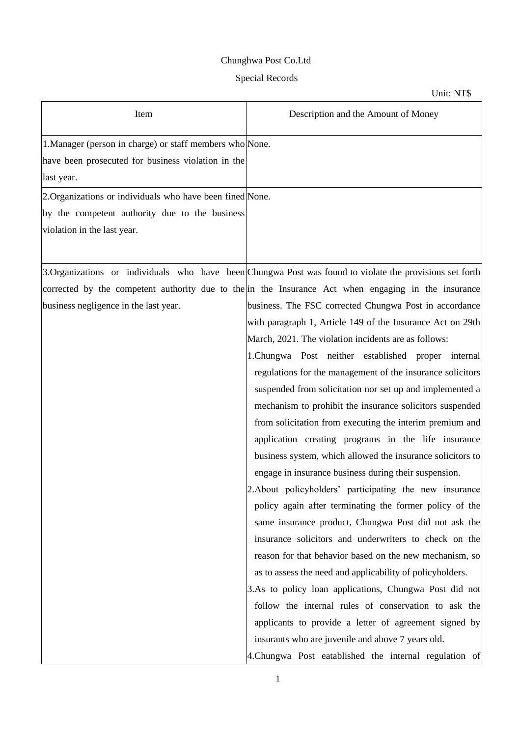Chunghwa Post Co.Ltd

Special Records

Unit: NT$

| Item | Description and the Amount of Money |
|---|---|
| 1.Manager (person in charge) or staff members who have been prosecuted for business violation in the last year. | None. |
| 2.Organizations or individuals who have been fined by the competent authority due to the business violation in the last year. | None. |
| 3.Organizations or individuals who have been corrected by the competent authority due to the business negligence in the last year. | Chungwa Post was found to violate the provisions set forth in the Insurance Act when engaging in the insurance business. The FSC corrected Chungwa Post in accordance with paragraph 1, Article 149 of the Insurance Act on 29th March, 2021. The violation incidents are as follows:<br>1.Chungwa Post neither established proper internal regulations for the management of the insurance solicitors suspended from solicitation nor set up and implemented a mechanism to prohibit the insurance solicitors suspended from solicitation from executing the interim premium and application creating programs in the life insurance business system, which allowed the insurance solicitors to engage in insurance business during their suspension.<br>2.About policyholders' participating the new insurance policy again after terminating the former policy of the same insurance product, Chungwa Post did not ask the insurance solicitors and underwriters to check on the reason for that behavior based on the new mechanism, so as to assess the need and applicability of policyholders.<br>3.As to policy loan applications, Chungwa Post did not follow the internal rules of conservation to ask the applicants to provide a letter of agreement signed by insurants who are juvenile and above 7 years old.<br>4.Chungwa Post eatablished the internal regulation of |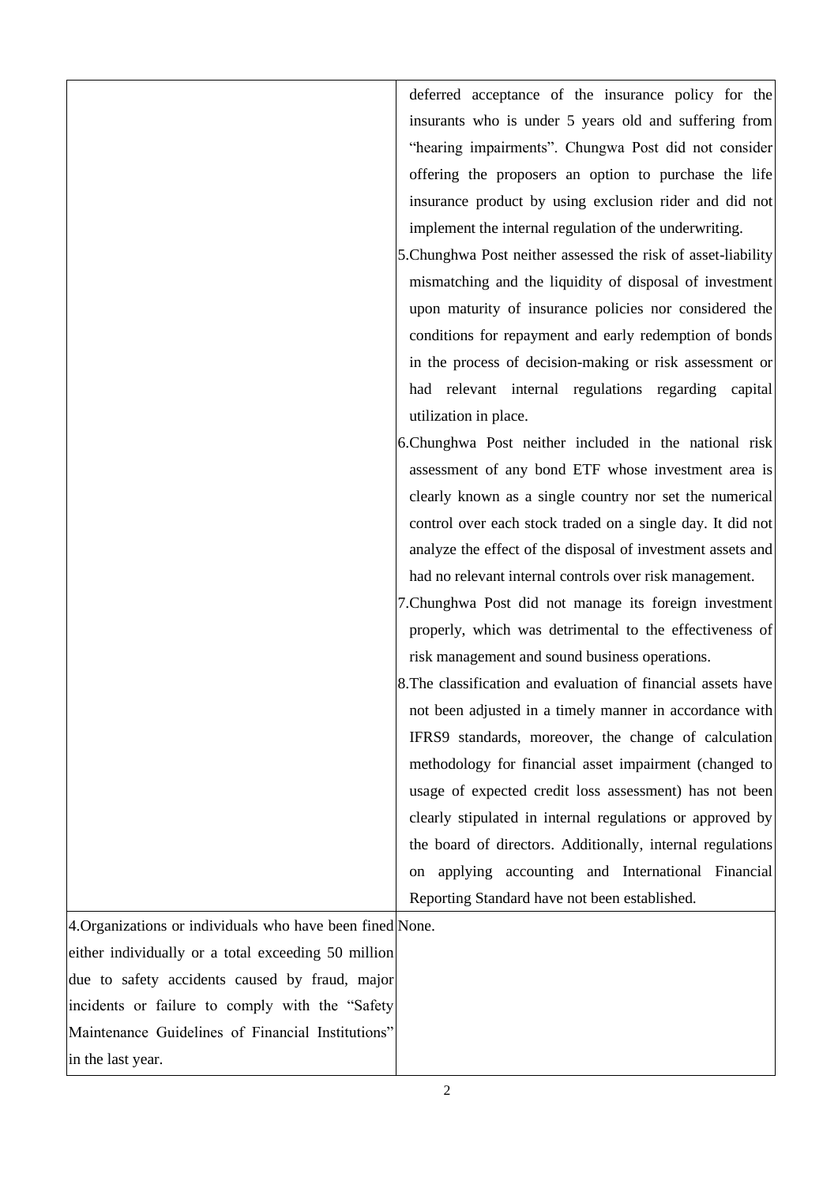| | |
|---|---|
| | deferred acceptance of the insurance policy for the insurants who is under 5 years old and suffering from "hearing impairments". Chungwa Post did not consider offering the proposers an option to purchase the life insurance product by using exclusion rider and did not implement the internal regulation of the underwriting.<br>5.Chunghwa Post neither assessed the risk of asset-liability mismatching and the liquidity of disposal of investment upon maturity of insurance policies nor considered the conditions for repayment and early redemption of bonds in the process of decision-making or risk assessment or had relevant internal regulations regarding capital utilization in place.<br>6.Chunghwa Post neither included in the national risk assessment of any bond ETF whose investment area is clearly known as a single country nor set the numerical control over each stock traded on a single day. It did not analyze the effect of the disposal of investment assets and had no relevant internal controls over risk management.<br>7.Chunghwa Post did not manage its foreign investment properly, which was detrimental to the effectiveness of risk management and sound business operations.<br>8.The classification and evaluation of financial assets have not been adjusted in a timely manner in accordance with IFRS9 standards, moreover, the change of calculation methodology for financial asset impairment (changed to usage of expected credit loss assessment) has not been clearly stipulated in internal regulations or approved by the board of directors. Additionally, internal regulations on applying accounting and International Financial Reporting Standard have not been established. |
| 4.Organizations or individuals who have been fined either individually or a total exceeding 50 million due to safety accidents caused by fraud, major incidents or failure to comply with the "Safety Maintenance Guidelines of Financial Institutions" in the last year. | None. |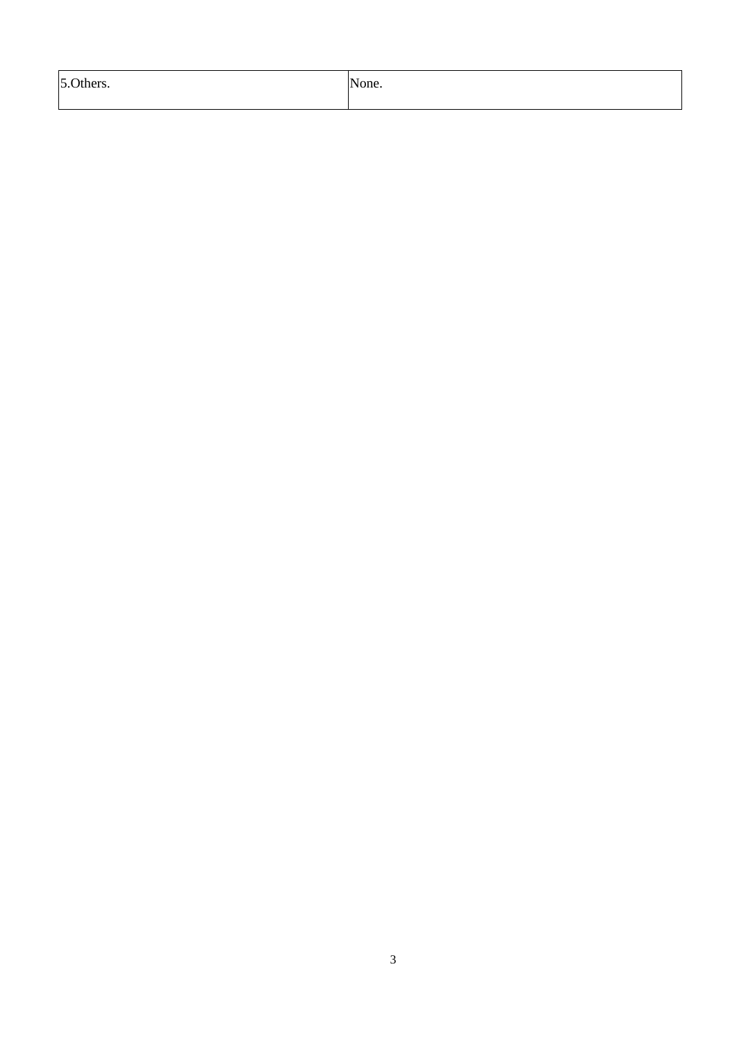| | |
|---|---|
| 5.Others. | None. |